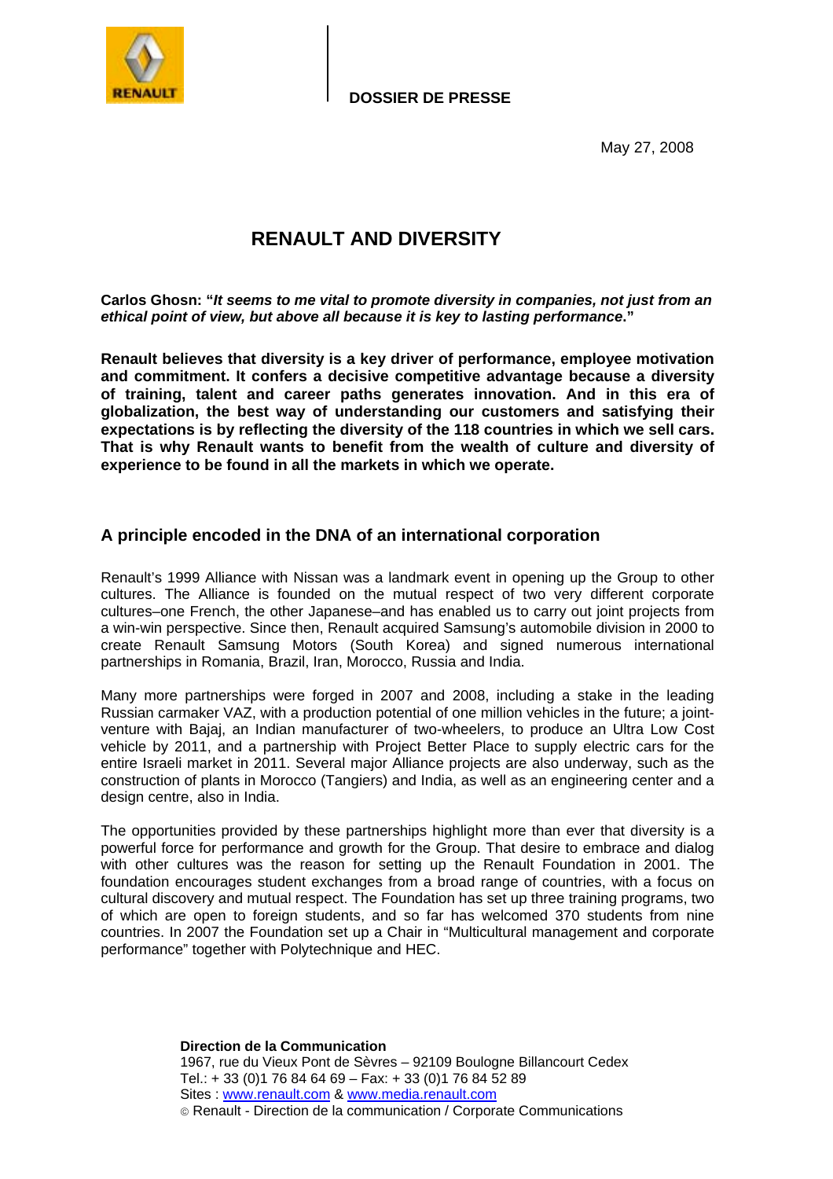DOSSIER DE PRESSE

May 27, 2008

# RENAULT AND DIVERSITY

**Carlos Ghosn: "*It seems to me vital to promote diversity in companies, not just from an ethical point of view, but above all because it is key to lasting performance*."**

**Renault believes that diversity is a key driver of performance, employee motivation and commitment. It confers a decisive competitive advantage because a diversity of training, talent and career paths generates innovation. And in this era of globalization, the best way of understanding our customers and satisfying their expectations is by reflecting the diversity of the 118 countries in which we sell cars. That is why Renault wants to benefit from the wealth of culture and diversity of experience to be found in all the markets in which we operate.**

## A principle encoded in the DNA of an international corporation

Renault's 1999 Alliance with Nissan was a landmark event in opening up the Group to other cultures. The Alliance is founded on the mutual respect of two very different corporate cultures–one French, the other Japanese–and has enabled us to carry out joint projects from a win-win perspective. Since then, Renault acquired Samsung's automobile division in 2000 to create Renault Samsung Motors (South Korea) and signed numerous international partnerships in Romania, Brazil, Iran, Morocco, Russia and India.

Many more partnerships were forged in 2007 and 2008, including a stake in the leading Russian carmaker VAZ, with a production potential of one million vehicles in the future; a joint-venture with Bajaj, an Indian manufacturer of two-wheelers, to produce an Ultra Low Cost vehicle by 2011, and a partnership with Project Better Place to supply electric cars for the entire Israeli market in 2011. Several major Alliance projects are also underway, such as the construction of plants in Morocco (Tangiers) and India, as well as an engineering center and a design centre, also in India.

The opportunities provided by these partnerships highlight more than ever that diversity is a powerful force for performance and growth for the Group. That desire to embrace and dialog with other cultures was the reason for setting up the Renault Foundation in 2001. The foundation encourages student exchanges from a broad range of countries, with a focus on cultural discovery and mutual respect. The Foundation has set up three training programs, two of which are open to foreign students, and so far has welcomed 370 students from nine countries. In 2007 the Foundation set up a Chair in "Multicultural management and corporate performance" together with Polytechnique and HEC.

**Direction de la Communication**
1967, rue du Vieux Pont de Sèvres – 92109 Boulogne Billancourt Cedex
Tel.: + 33 (0)1 76 84 64 69 – Fax: + 33 (0)1 76 84 52 89
Sites : www.renault.com & www.media.renault.com
© Renault - Direction de la communication / Corporate Communications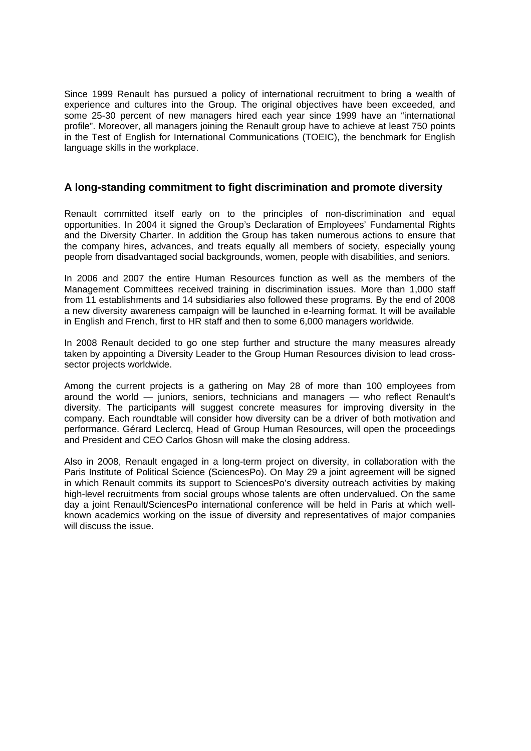Since 1999 Renault has pursued a policy of international recruitment to bring a wealth of experience and cultures into the Group. The original objectives have been exceeded, and some 25-30 percent of new managers hired each year since 1999 have an "international profile". Moreover, all managers joining the Renault group have to achieve at least 750 points in the Test of English for International Communications (TOEIC), the benchmark for English language skills in the workplace.

## A long-standing commitment to fight discrimination and promote diversity

Renault committed itself early on to the principles of non-discrimination and equal opportunities. In 2004 it signed the Group's Declaration of Employees' Fundamental Rights and the Diversity Charter. In addition the Group has taken numerous actions to ensure that the company hires, advances, and treats equally all members of society, especially young people from disadvantaged social backgrounds, women, people with disabilities, and seniors.

In 2006 and 2007 the entire Human Resources function as well as the members of the Management Committees received training in discrimination issues. More than 1,000 staff from 11 establishments and 14 subsidiaries also followed these programs. By the end of 2008 a new diversity awareness campaign will be launched in e-learning format. It will be available in English and French, first to HR staff and then to some 6,000 managers worldwide.

In 2008 Renault decided to go one step further and structure the many measures already taken by appointing a Diversity Leader to the Group Human Resources division to lead cross-sector projects worldwide.

Among the current projects is a gathering on May 28 of more than 100 employees from around the world — juniors, seniors, technicians and managers — who reflect Renault's diversity. The participants will suggest concrete measures for improving diversity in the company. Each roundtable will consider how diversity can be a driver of both motivation and performance. Gérard Leclercq, Head of Group Human Resources, will open the proceedings and President and CEO Carlos Ghosn will make the closing address.

Also in 2008, Renault engaged in a long-term project on diversity, in collaboration with the Paris Institute of Political Science (SciencesPo). On May 29 a joint agreement will be signed in which Renault commits its support to SciencesPo's diversity outreach activities by making high-level recruitments from social groups whose talents are often undervalued. On the same day a joint Renault/SciencesPo international conference will be held in Paris at which well-known academics working on the issue of diversity and representatives of major companies will discuss the issue.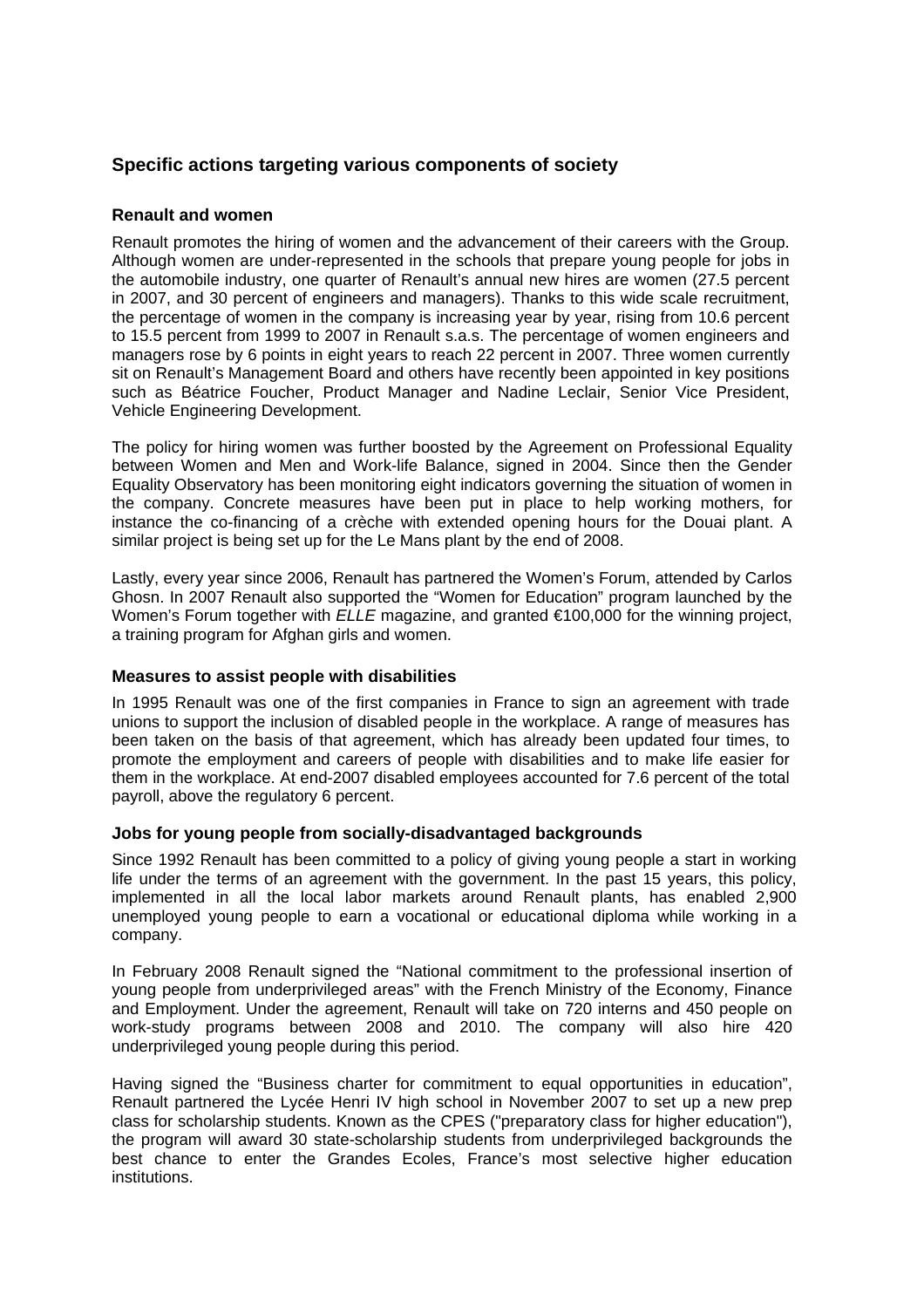## Specific actions targeting various components of society

### Renault and women

Renault promotes the hiring of women and the advancement of their careers with the Group. Although women are under-represented in the schools that prepare young people for jobs in the automobile industry, one quarter of Renault's annual new hires are women (27.5 percent in 2007, and 30 percent of engineers and managers). Thanks to this wide scale recruitment, the percentage of women in the company is increasing year by year, rising from 10.6 percent to 15.5 percent from 1999 to 2007 in Renault s.a.s. The percentage of women engineers and managers rose by 6 points in eight years to reach 22 percent in 2007. Three women currently sit on Renault's Management Board and others have recently been appointed in key positions such as Béatrice Foucher, Product Manager and Nadine Leclair, Senior Vice President, Vehicle Engineering Development.

The policy for hiring women was further boosted by the Agreement on Professional Equality between Women and Men and Work-life Balance, signed in 2004. Since then the Gender Equality Observatory has been monitoring eight indicators governing the situation of women in the company. Concrete measures have been put in place to help working mothers, for instance the co-financing of a crèche with extended opening hours for the Douai plant. A similar project is being set up for the Le Mans plant by the end of 2008.

Lastly, every year since 2006, Renault has partnered the Women's Forum, attended by Carlos Ghosn. In 2007 Renault also supported the "Women for Education" program launched by the Women's Forum together with *ELLE* magazine, and granted €100,000 for the winning project, a training program for Afghan girls and women.

### Measures to assist people with disabilities

In 1995 Renault was one of the first companies in France to sign an agreement with trade unions to support the inclusion of disabled people in the workplace. A range of measures has been taken on the basis of that agreement, which has already been updated four times, to promote the employment and careers of people with disabilities and to make life easier for them in the workplace. At end-2007 disabled employees accounted for 7.6 percent of the total payroll, above the regulatory 6 percent.

### Jobs for young people from socially-disadvantaged backgrounds

Since 1992 Renault has been committed to a policy of giving young people a start in working life under the terms of an agreement with the government. In the past 15 years, this policy, implemented in all the local labor markets around Renault plants, has enabled 2,900 unemployed young people to earn a vocational or educational diploma while working in a company.

In February 2008 Renault signed the "National commitment to the professional insertion of young people from underprivileged areas" with the French Ministry of the Economy, Finance and Employment. Under the agreement, Renault will take on 720 interns and 450 people on work-study programs between 2008 and 2010. The company will also hire 420 underprivileged young people during this period.

Having signed the "Business charter for commitment to equal opportunities in education", Renault partnered the Lycée Henri IV high school in November 2007 to set up a new prep class for scholarship students. Known as the CPES ("preparatory class for higher education"), the program will award 30 state-scholarship students from underprivileged backgrounds the best chance to enter the Grandes Ecoles, France's most selective higher education institutions.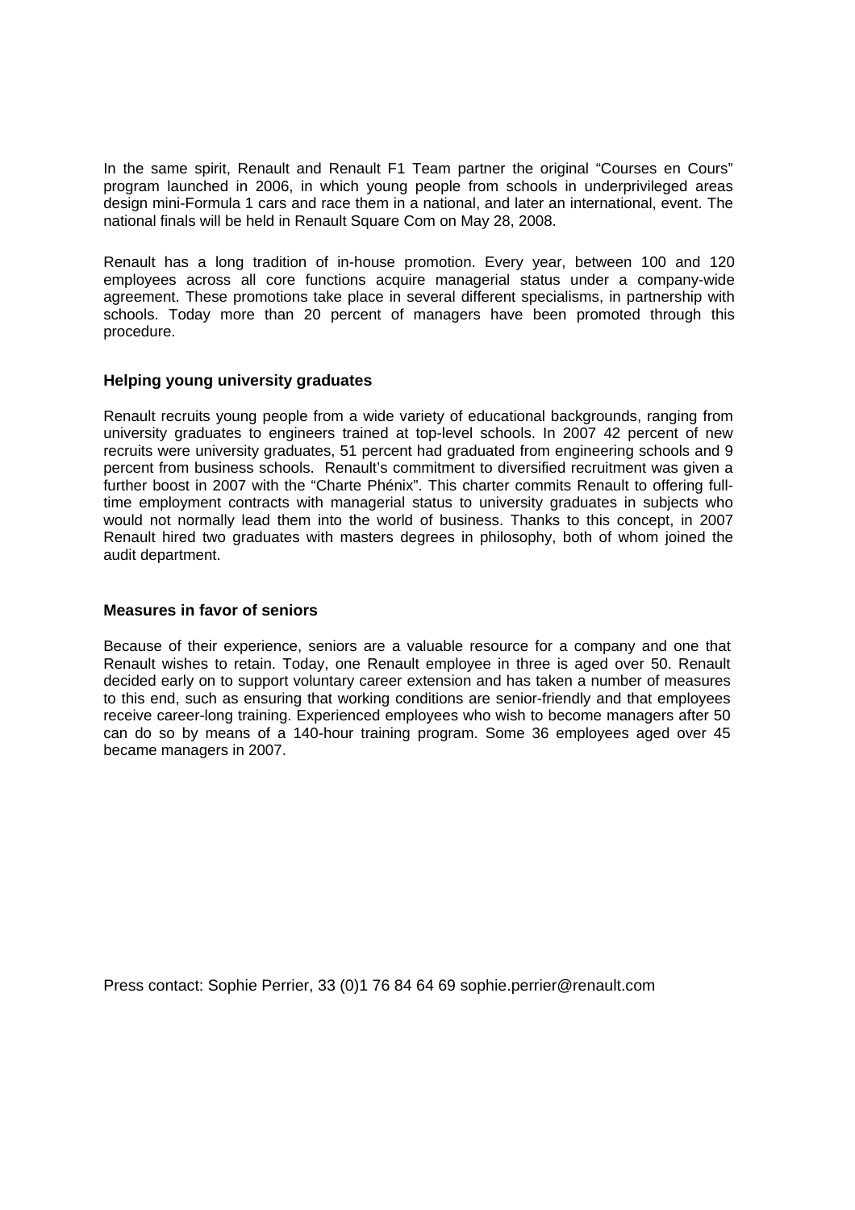In the same spirit, Renault and Renault F1 Team partner the original “Courses en Cours” program launched in 2006, in which young people from schools in underprivileged areas design mini-Formula 1 cars and race them in a national, and later an international, event. The national finals will be held in Renault Square Com on May 28, 2008.

Renault has a long tradition of in-house promotion. Every year, between 100 and 120 employees across all core functions acquire managerial status under a company-wide agreement. These promotions take place in several different specialisms, in partnership with schools. Today more than 20 percent of managers have been promoted through this procedure.

### Helping young university graduates

Renault recruits young people from a wide variety of educational backgrounds, ranging from university graduates to engineers trained at top-level schools. In 2007 42 percent of new recruits were university graduates, 51 percent had graduated from engineering schools and 9 percent from business schools. Renault’s commitment to diversified recruitment was given a further boost in 2007 with the “Charte Phénix”. This charter commits Renault to offering full-time employment contracts with managerial status to university graduates in subjects who would not normally lead them into the world of business. Thanks to this concept, in 2007 Renault hired two graduates with masters degrees in philosophy, both of whom joined the audit department.

### Measures in favor of seniors

Because of their experience, seniors are a valuable resource for a company and one that Renault wishes to retain. Today, one Renault employee in three is aged over 50. Renault decided early on to support voluntary career extension and has taken a number of measures to this end, such as ensuring that working conditions are senior-friendly and that employees receive career-long training. Experienced employees who wish to become managers after 50 can do so by means of a 140-hour training program. Some 36 employees aged over 45 became managers in 2007.

Press contact: Sophie Perrier, 33 (0)1 76 84 64 69 sophie.perrier@renault.com